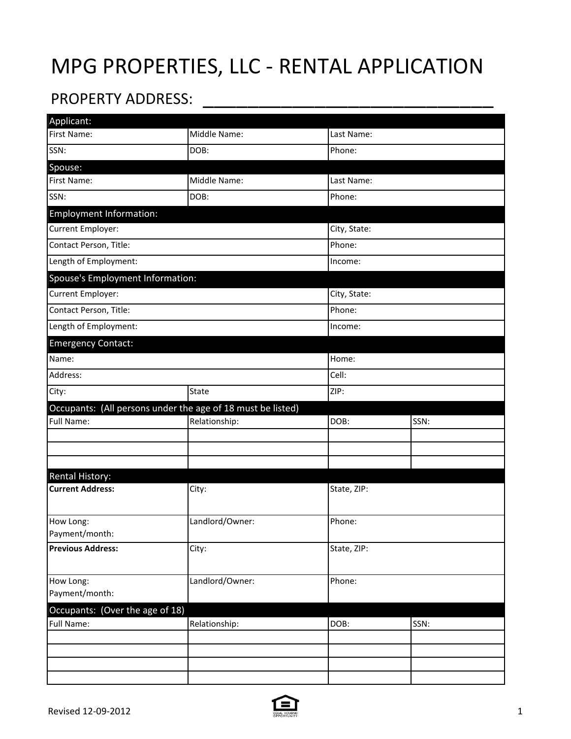# MPG PROPERTIES, LLC - RENTAL APPLICATION

PROPERTY ADDRESS: ______________________________

| Applicant: | | |
|---|---|---|
| First Name: | Middle Name: | Last Name: |
| SSN: | DOB: | Phone: |

| Spouse: | | |
|---|---|---|
| First Name: | Middle Name: | Last Name: |
| SSN: | DOB: | Phone: |

| Employment Information: | |
|---|---|
| Current Employer: | City, State: |
| Contact Person, Title: | Phone: |
| Length of Employment: | Income: |

| Spouse's Employment Information: | |
|---|---|
| Current Employer: | City, State: |
| Contact Person, Title: | Phone: |
| Length of Employment: | Income: |

| Emergency Contact: | | |
|---|---|---|
| Name: | | Home: |
| Address: | | Cell: |
| City: | State | ZIP: |

| Occupants: (All persons under the age of 18 must be listed) | | | |
|---|---|---|---|
| Full Name: | Relationship: | DOB: | SSN: |
| | | | |
| | | | |
| | | | |

| Rental History: | | |
|---|---|---|
| **Current Address:** | City: | State, ZIP: |
| How Long:<br>Payment/month: | Landlord/Owner: | Phone: |
| **Previous Address:** | City: | State, ZIP: |
| How Long:<br>Payment/month: | Landlord/Owner: | Phone: |

| Occupants: (Over the age of 18) | | | |
|---|---|---|---|
| Full Name: | Relationship: | DOB: | SSN: |
| | | | |
| | | | |
| | | | |
| | | | |

Revised 12-09-2012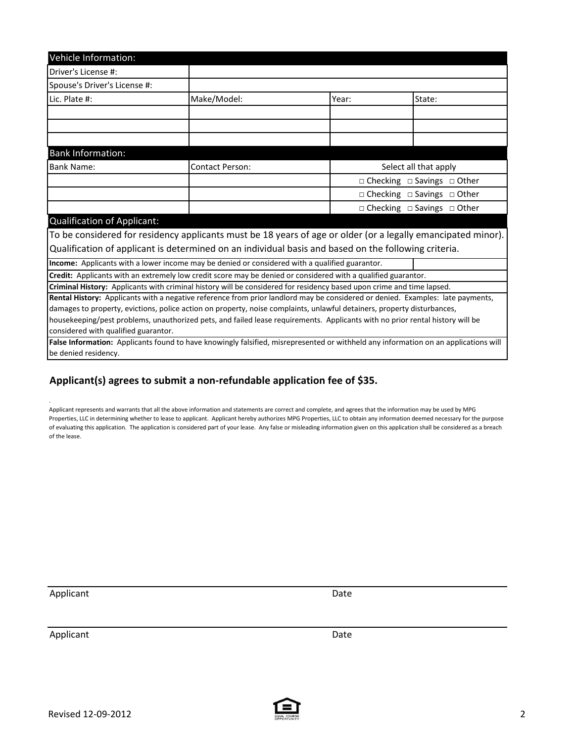## Vehicle Information:

| | | | |
|---|---|---|---|
| Driver's License #: | | | |
| Spouse's Driver's License #: | | | |
| Lic. Plate #: | Make/Model: | Year: | State: |
| | | | |
| | | | |
| | | | |

## Bank Information:

| Bank Name: | Contact Person: | Select all that apply |
|---|---|---|
| | | □ Checking □ Savings □ Other |
| | | □ Checking □ Savings □ Other |
| | | □ Checking □ Savings □ Other |

## Qualification of Applicant:

To be considered for residency applicants must be 18 years of age or older (or a legally emancipated minor). Qualification of applicant is determined on an individual basis and based on the following criteria.

**Income:** Applicants with a lower income may be denied or considered with a qualified guarantor.

**Credit:** Applicants with an extremely low credit score may be denied or considered with a qualified guarantor.

**Criminal History:** Applicants with criminal history will be considered for residency based upon crime and time lapsed.

**Rental History:** Applicants with a negative reference from prior landlord may be considered or denied. Examples: late payments, damages to property, evictions, police action on property, noise complaints, unlawful detainers, property disturbances, housekeeping/pest problems, unauthorized pets, and failed lease requirements. Applicants with no prior rental history will be considered with qualified guarantor.

**False Information:** Applicants found to have knowingly falsified, misrepresented or withheld any information on an applications will be denied residency.

**Applicant(s) agrees to submit a non-refundable application fee of $35.**

Applicant represents and warrants that all the above information and statements are correct and complete, and agrees that the information may be used by MPG Properties, LLC in determining whether to lease to applicant. Applicant hereby authorizes MPG Properties, LLC to obtain any information deemed necessary for the purpose of evaluating this application. The application is considered part of your lease. Any false or misleading information given on this application shall be considered as a breach of the lease.

Applicant Date

Applicant Date

Revised 12-09-2012